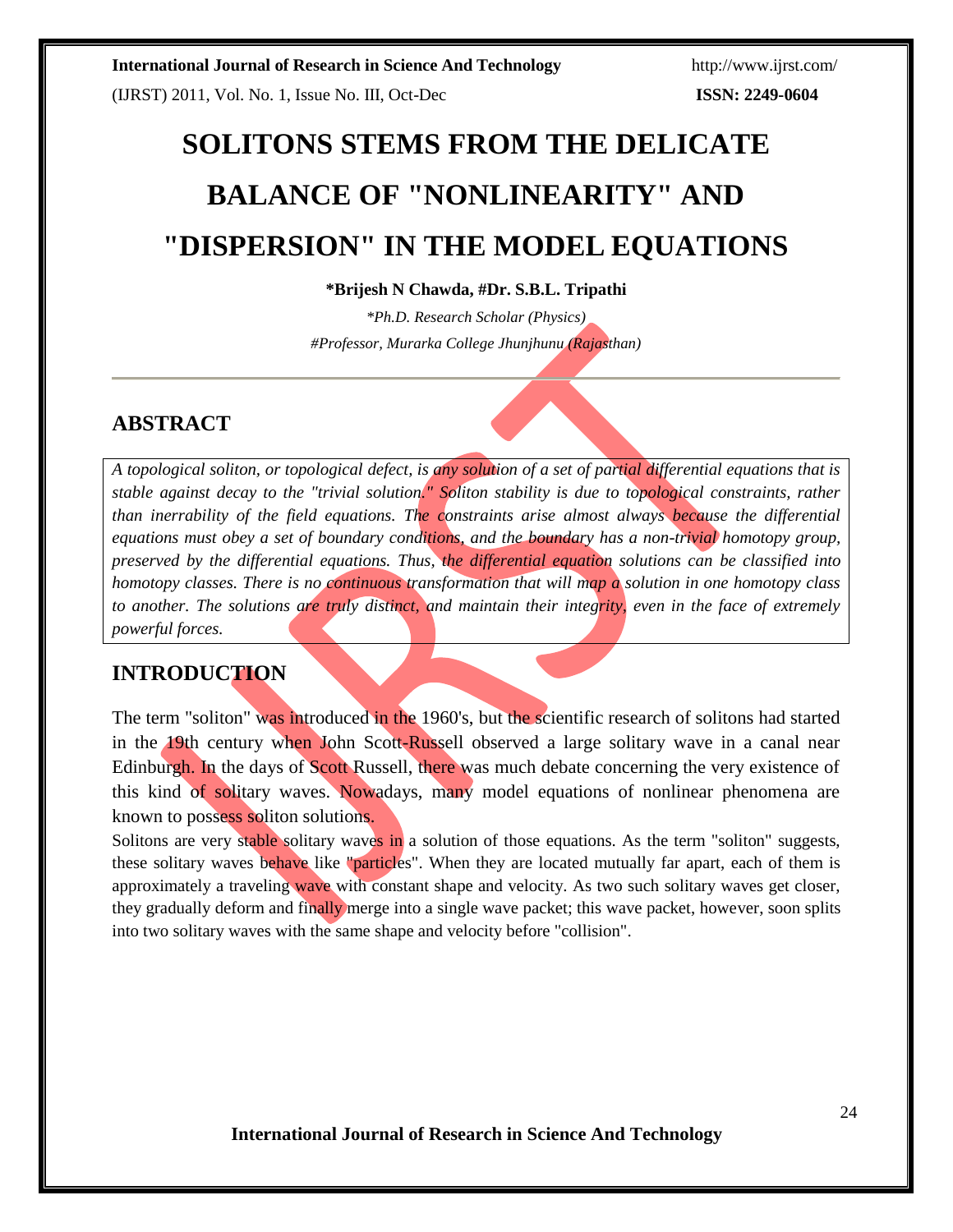# SOLITONS STEMS FROM THE DELICATE BALANCE OF "NONLINEARITY" AND "DISPERSION" IN THE MODEL EQUATIONS

**\*Brijesh N Chawda, #Dr. S.B.L. Tripathi**

*\*Ph.D. Research Scholar (Physics)*

*#Professor, Murarka College Jhunjhunu (Rajasthan)*

## ABSTRACT

*A topological soliton, or topological defect, is any solution of a set of partial differential equations that is stable against decay to the "trivial solution." Soliton stability is due to topological constraints, rather than inerrability of the field equations. The constraints arise almost always because the differential equations must obey a set of boundary conditions, and the boundary has a non-trivial homotopy group, preserved by the differential equations. Thus, the differential equation solutions can be classified into homotopy classes. There is no continuous transformation that will map a solution in one homotopy class to another. The solutions are truly distinct, and maintain their integrity, even in the face of extremely powerful forces.*

## INTRODUCTION

The term "soliton" was introduced in the 1960's, but the scientific research of solitons had started in the 19th century when John Scott-Russell observed a large solitary wave in a canal near Edinburgh. In the days of Scott Russell, there was much debate concerning the very existence of this kind of solitary waves. Nowadays, many model equations of nonlinear phenomena are known to possess soliton solutions.

Solitons are very stable solitary waves in a solution of those equations. As the term "soliton" suggests, these solitary waves behave like "particles". When they are located mutually far apart, each of them is approximately a traveling wave with constant shape and velocity. As two such solitary waves get closer, they gradually deform and finally merge into a single wave packet; this wave packet, however, soon splits into two solitary waves with the same shape and velocity before "collision".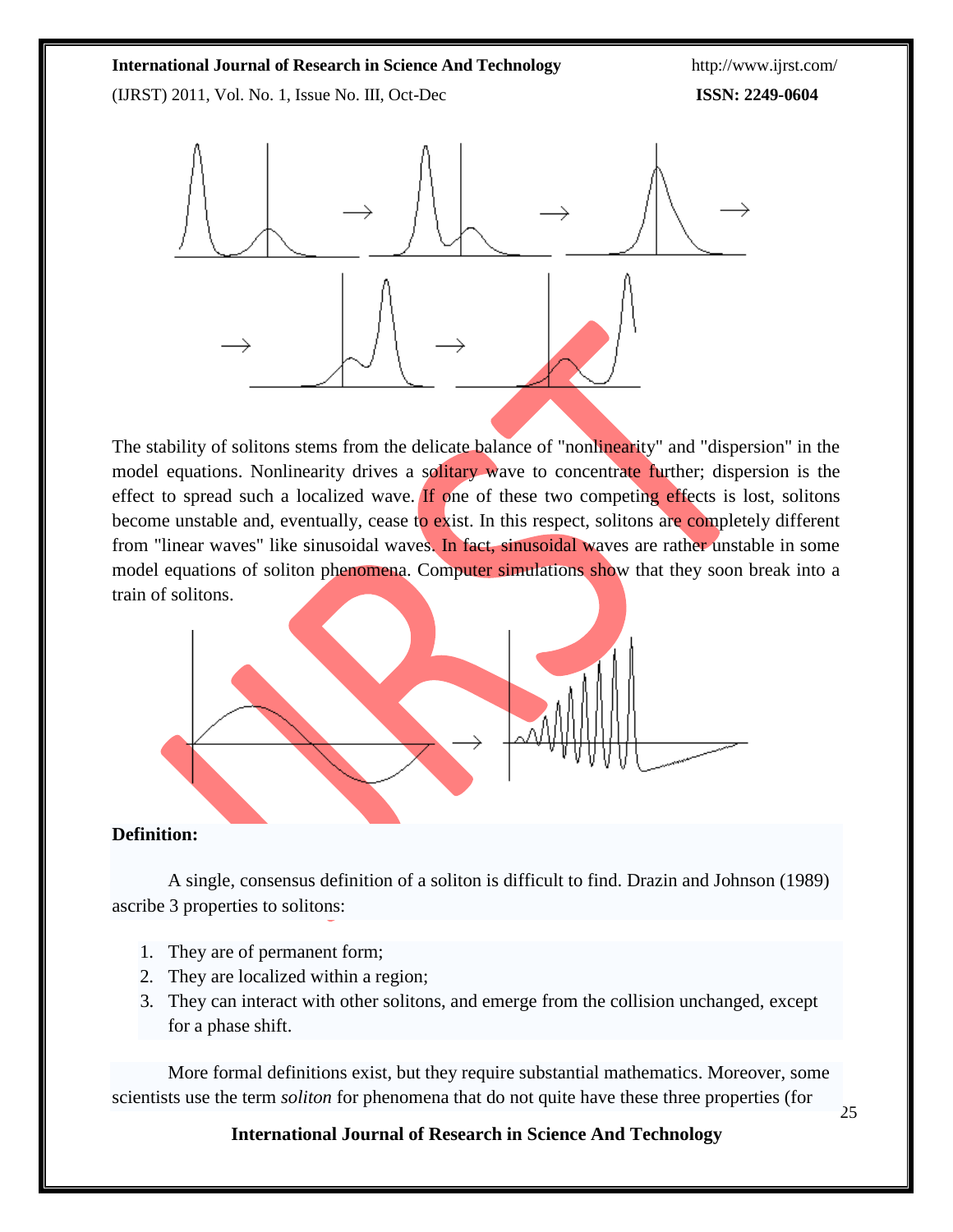The stability of solitons stems from the delicate balance of "nonlinearity" and "dispersion" in the model equations. Nonlinearity drives a solitary wave to concentrate further; dispersion is the effect to spread such a localized wave. If one of these two competing effects is lost, solitons become unstable and, eventually, cease to exist. In this respect, solitons are completely different from "linear waves" like sinusoidal waves. In fact, sinusoidal waves are rather unstable in some model equations of soliton phenomena. Computer simulations show that they soon break into a train of solitons.

**Definition:**

A single, consensus definition of a soliton is difficult to find. Drazin and Johnson (1989) ascribe 3 properties to solitons:

1. They are of permanent form;
2. They are localized within a region;
3. They can interact with other solitons, and emerge from the collision unchanged, except for a phase shift.

More formal definitions exist, but they require substantial mathematics. Moreover, some scientists use the term *soliton* for phenomena that do not quite have these three properties (for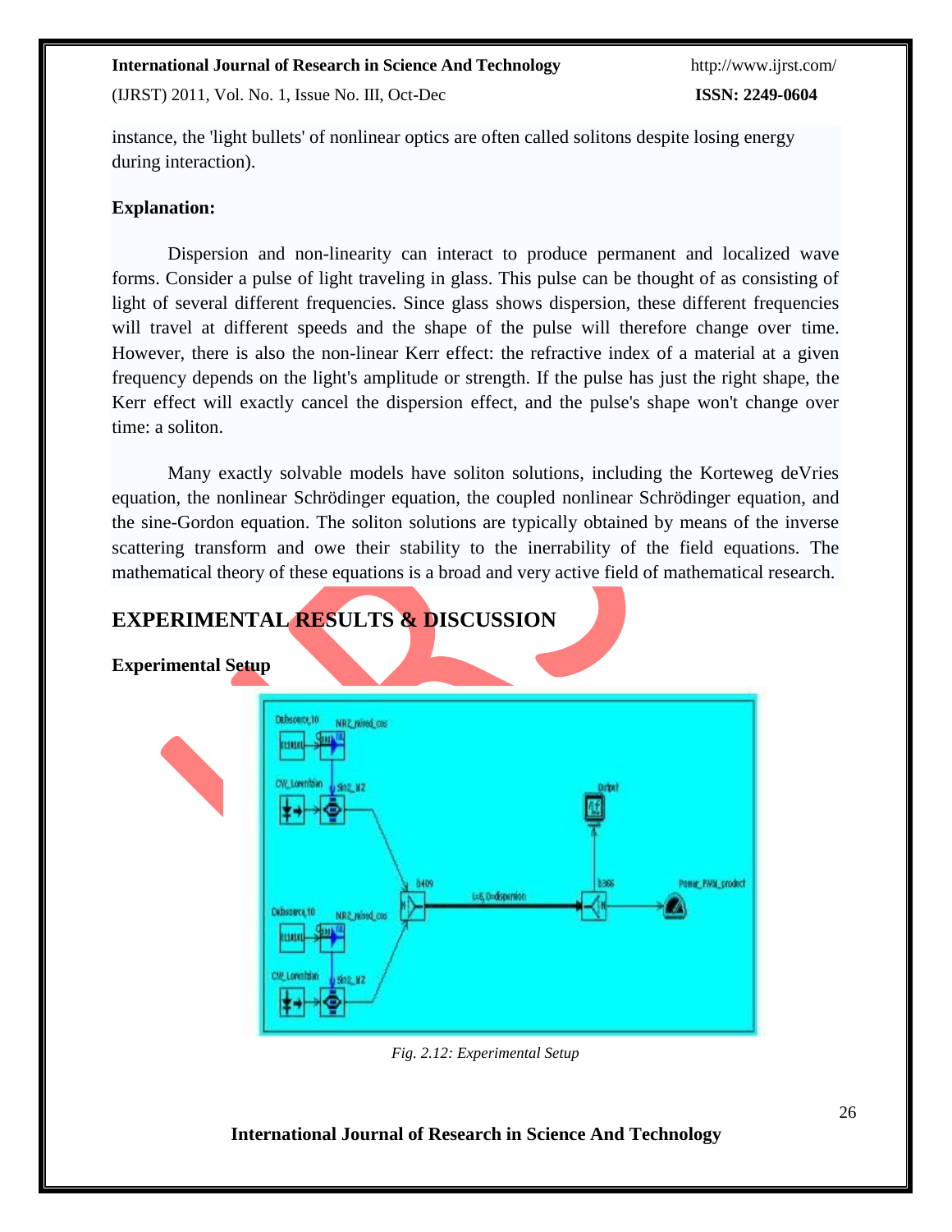instance, the 'light bullets' of nonlinear optics are often called solitons despite losing energy during interaction).

**Explanation:**

Dispersion and non-linearity can interact to produce permanent and localized wave forms. Consider a pulse of light traveling in glass. This pulse can be thought of as consisting of light of several different frequencies. Since glass shows dispersion, these different frequencies will travel at different speeds and the shape of the pulse will therefore change over time. However, there is also the non-linear Kerr effect: the refractive index of a material at a given frequency depends on the light's amplitude or strength. If the pulse has just the right shape, the Kerr effect will exactly cancel the dispersion effect, and the pulse's shape won't change over time: a soliton.

Many exactly solvable models have soliton solutions, including the Korteweg deVries equation, the nonlinear Schrödinger equation, the coupled nonlinear Schrödinger equation, and the sine-Gordon equation. The soliton solutions are typically obtained by means of the inverse scattering transform and owe their stability to the inerrability of the field equations. The mathematical theory of these equations is a broad and very active field of mathematical research.

## EXPERIMENTAL RESULTS & DISCUSSION

**Experimental Setup**

*Fig. 2.12: Experimental Setup*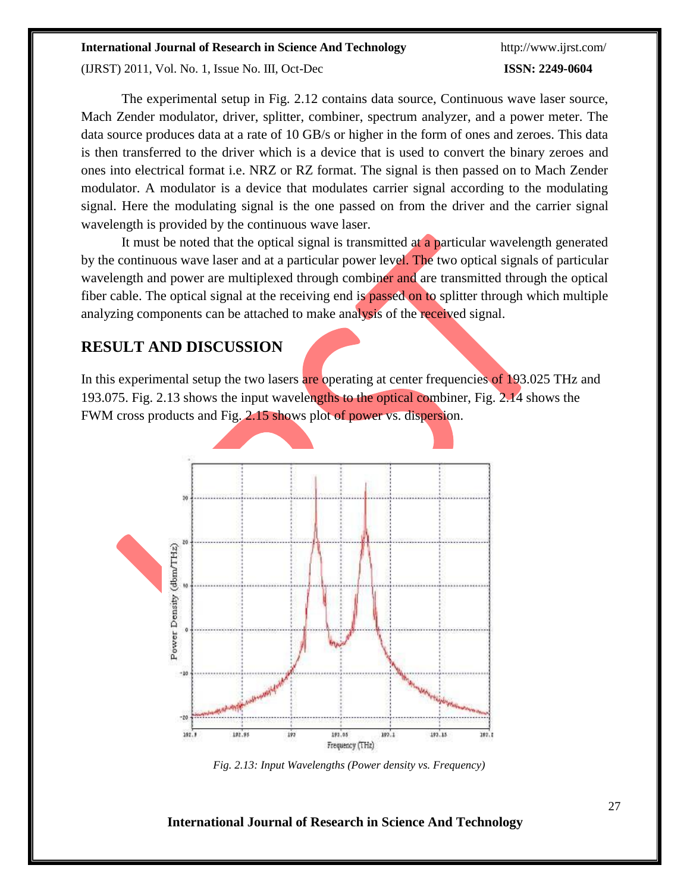The experimental setup in Fig. 2.12 contains data source, Continuous wave laser source, Mach Zender modulator, driver, splitter, combiner, spectrum analyzer, and a power meter. The data source produces data at a rate of 10 GB/s or higher in the form of ones and zeroes. This data is then transferred to the driver which is a device that is used to convert the binary zeroes and ones into electrical format i.e. NRZ or RZ format. The signal is then passed on to Mach Zender modulator. A modulator is a device that modulates carrier signal according to the modulating signal. Here the modulating signal is the one passed on from the driver and the carrier signal wavelength is provided by the continuous wave laser.

It must be noted that the optical signal is transmitted at a particular wavelength generated by the continuous wave laser and at a particular power level. The two optical signals of particular wavelength and power are multiplexed through combiner and are transmitted through the optical fiber cable. The optical signal at the receiving end is passed on to splitter through which multiple analyzing components can be attached to make analysis of the received signal.

## RESULT AND DISCUSSION

In this experimental setup the two lasers are operating at center frequencies of 193.025 THz and 193.075. Fig. 2.13 shows the input wavelengths to the optical combiner, Fig. 2.14 shows the FWM cross products and Fig. 2.15 shows plot of power vs. dispersion.

*Fig. 2.13: Input Wavelengths (Power density vs. Frequency)*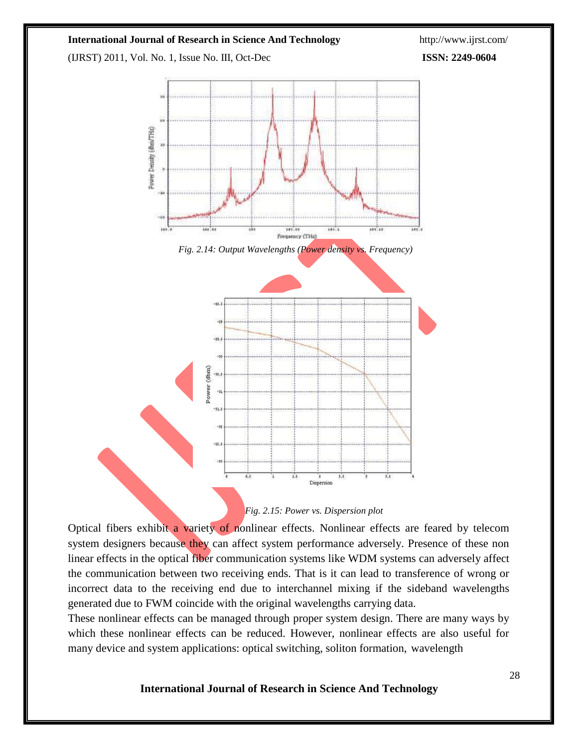*Fig. 2.14: Output Wavelengths (Power density vs. Frequency)*

*Fig. 2.15: Power vs. Dispersion plot*

Optical fibers exhibit a variety of nonlinear effects. Nonlinear effects are feared by telecom system designers because they can affect system performance adversely. Presence of these non linear effects in the optical fiber communication systems like WDM systems can adversely affect the communication between two receiving ends. That is it can lead to transference of wrong or incorrect data to the receiving end due to interchannel mixing if the sideband wavelengths generated due to FWM coincide with the original wavelengths carrying data.

These nonlinear effects can be managed through proper system design. There are many ways by which these nonlinear effects can be reduced. However, nonlinear effects are also useful for many device and system applications: optical switching, soliton formation, wavelength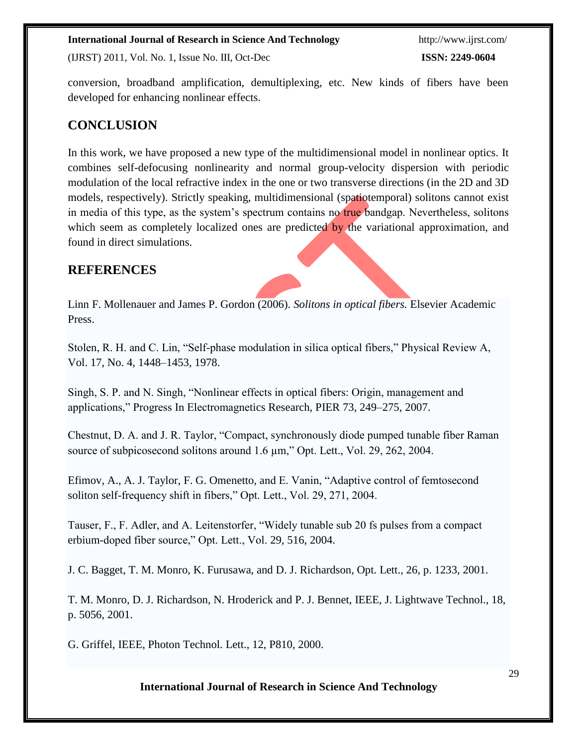conversion, broadband amplification, demultiplexing, etc. New kinds of fibers have been developed for enhancing nonlinear effects.

## CONCLUSION

In this work, we have proposed a new type of the multidimensional model in nonlinear optics. It combines self-defocusing nonlinearity and normal group-velocity dispersion with periodic modulation of the local refractive index in the one or two transverse directions (in the 2D and 3D models, respectively). Strictly speaking, multidimensional (spatiotemporal) solitons cannot exist in media of this type, as the system's spectrum contains no true bandgap. Nevertheless, solitons which seem as completely localized ones are predicted by the variational approximation, and found in direct simulations.

## REFERENCES

Linn F. Mollenauer and James P. Gordon (2006). *Solitons in optical fibers.* Elsevier Academic Press.

Stolen, R. H. and C. Lin, "Self-phase modulation in silica optical fibers," Physical Review A, Vol. 17, No. 4, 1448–1453, 1978.

Singh, S. P. and N. Singh, "Nonlinear effects in optical fibers: Origin, management and applications," Progress In Electromagnetics Research, PIER 73, 249–275, 2007.

Chestnut, D. A. and J. R. Taylor, "Compact, synchronously diode pumped tunable fiber Raman source of subpicosecond solitons around 1.6 μm," Opt. Lett., Vol. 29, 262, 2004.

Efimov, A., A. J. Taylor, F. G. Omenetto, and E. Vanin, "Adaptive control of femtosecond soliton self-frequency shift in fibers," Opt. Lett., Vol. 29, 271, 2004.

Tauser, F., F. Adler, and A. Leitenstorfer, "Widely tunable sub 20 fs pulses from a compact erbium-doped fiber source," Opt. Lett., Vol. 29, 516, 2004.

J. C. Bagget, T. M. Monro, K. Furusawa, and D. J. Richardson, Opt. Lett., 26, p. 1233, 2001.

T. M. Monro, D. J. Richardson, N. Hroderick and P. J. Bennet, IEEE, J. Lightwave Technol., 18, p. 5056, 2001.

G. Griffel, IEEE, Photon Technol. Lett., 12, P810, 2000.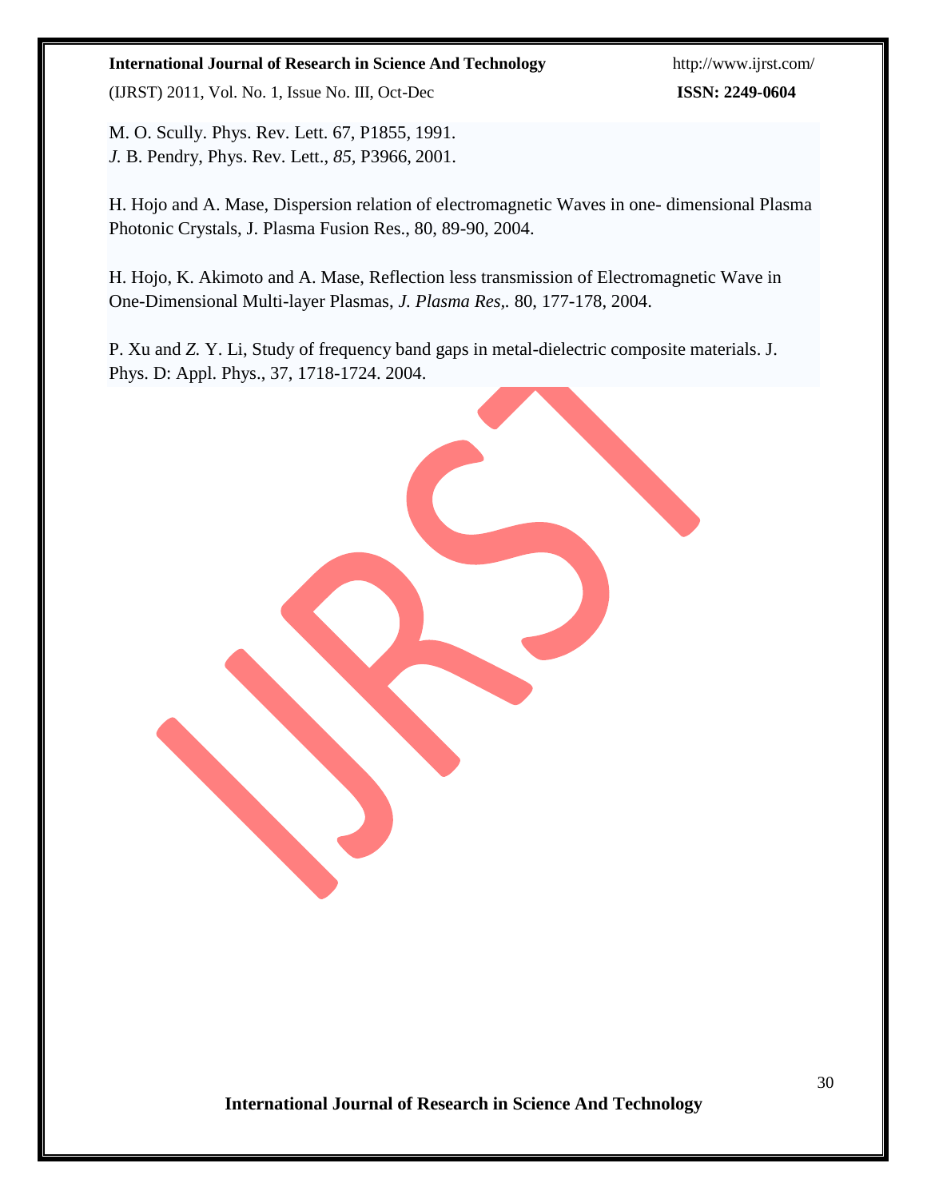M. O. Scully. Phys. Rev. Lett. 67, P1855, 1991.
*J.* B. Pendry, Phys. Rev. Lett., *85*, P3966, 2001.

H. Hojo and A. Mase, Dispersion relation of electromagnetic Waves in one- dimensional Plasma Photonic Crystals, J. Plasma Fusion Res., 80, 89-90, 2004.

H. Hojo, K. Akimoto and A. Mase, Reflection less transmission of Electromagnetic Wave in One-Dimensional Multi-layer Plasmas, *J. Plasma Res,*. 80, 177-178, 2004.

P. Xu and *Z.* Y. Li, Study of frequency band gaps in metal-dielectric composite materials. J. Phys. D: Appl. Phys., 37, 1718-1724. 2004.